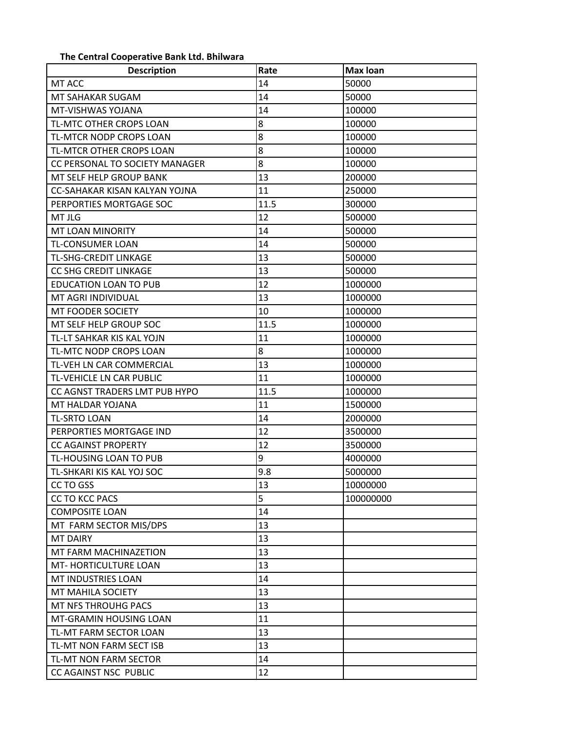**The Central Cooperative Bank Ltd. Bhilwara**

| Description | Rate | Max loan |
|---|---|---|
| MT ACC | 14 | 50000 |
| MT SAHAKAR SUGAM | 14 | 50000 |
| MT-VISHWAS YOJANA | 14 | 100000 |
| TL-MTC OTHER CROPS LOAN | 8 | 100000 |
| TL-MTCR NODP CROPS LOAN | 8 | 100000 |
| TL-MTCR OTHER CROPS LOAN | 8 | 100000 |
| CC PERSONAL TO SOCIETY MANAGER | 8 | 100000 |
| MT SELF HELP GROUP BANK | 13 | 200000 |
| CC-SAHAKAR KISAN KALYAN YOJNA | 11 | 250000 |
| PERPORTIES MORTGAGE SOC | 11.5 | 300000 |
| MT JLG | 12 | 500000 |
| MT LOAN MINORITY | 14 | 500000 |
| TL-CONSUMER LOAN | 14 | 500000 |
| TL-SHG-CREDIT LINKAGE | 13 | 500000 |
| CC SHG CREDIT LINKAGE | 13 | 500000 |
| EDUCATION LOAN TO PUB | 12 | 1000000 |
| MT AGRI INDIVIDUAL | 13 | 1000000 |
| MT FOODER SOCIETY | 10 | 1000000 |
| MT SELF HELP GROUP SOC | 11.5 | 1000000 |
| TL-LT SAHKAR KIS KAL YOJN | 11 | 1000000 |
| TL-MTC NODP CROPS LOAN | 8 | 1000000 |
| TL-VEH LN CAR COMMERCIAL | 13 | 1000000 |
| TL-VEHICLE LN CAR PUBLIC | 11 | 1000000 |
| CC AGNST TRADERS LMT PUB HYPO | 11.5 | 1000000 |
| MT HALDAR YOJANA | 11 | 1500000 |
| TL-SRTO LOAN | 14 | 2000000 |
| PERPORTIES MORTGAGE IND | 12 | 3500000 |
| CC AGAINST PROPERTY | 12 | 3500000 |
| TL-HOUSING LOAN TO PUB | 9 | 4000000 |
| TL-SHKARI KIS KAL YOJ SOC | 9.8 | 5000000 |
| CC TO GSS | 13 | 10000000 |
| CC TO KCC PACS | 5 | 100000000 |
| COMPOSITE LOAN | 14 | |
| MT FARM SECTOR MIS/DPS | 13 | |
| MT DAIRY | 13 | |
| MT FARM MACHINAZETION | 13 | |
| MT- HORTICULTURE LOAN | 13 | |
| MT INDUSTRIES LOAN | 14 | |
| MT MAHILA SOCIETY | 13 | |
| MT NFS THROUHG PACS | 13 | |
| MT-GRAMIN HOUSING LOAN | 11 | |
| TL-MT FARM SECTOR LOAN | 13 | |
| TL-MT NON FARM SECT ISB | 13 | |
| TL-MT NON FARM SECTOR | 14 | |
| CC AGAINST NSC PUBLIC | 12 | |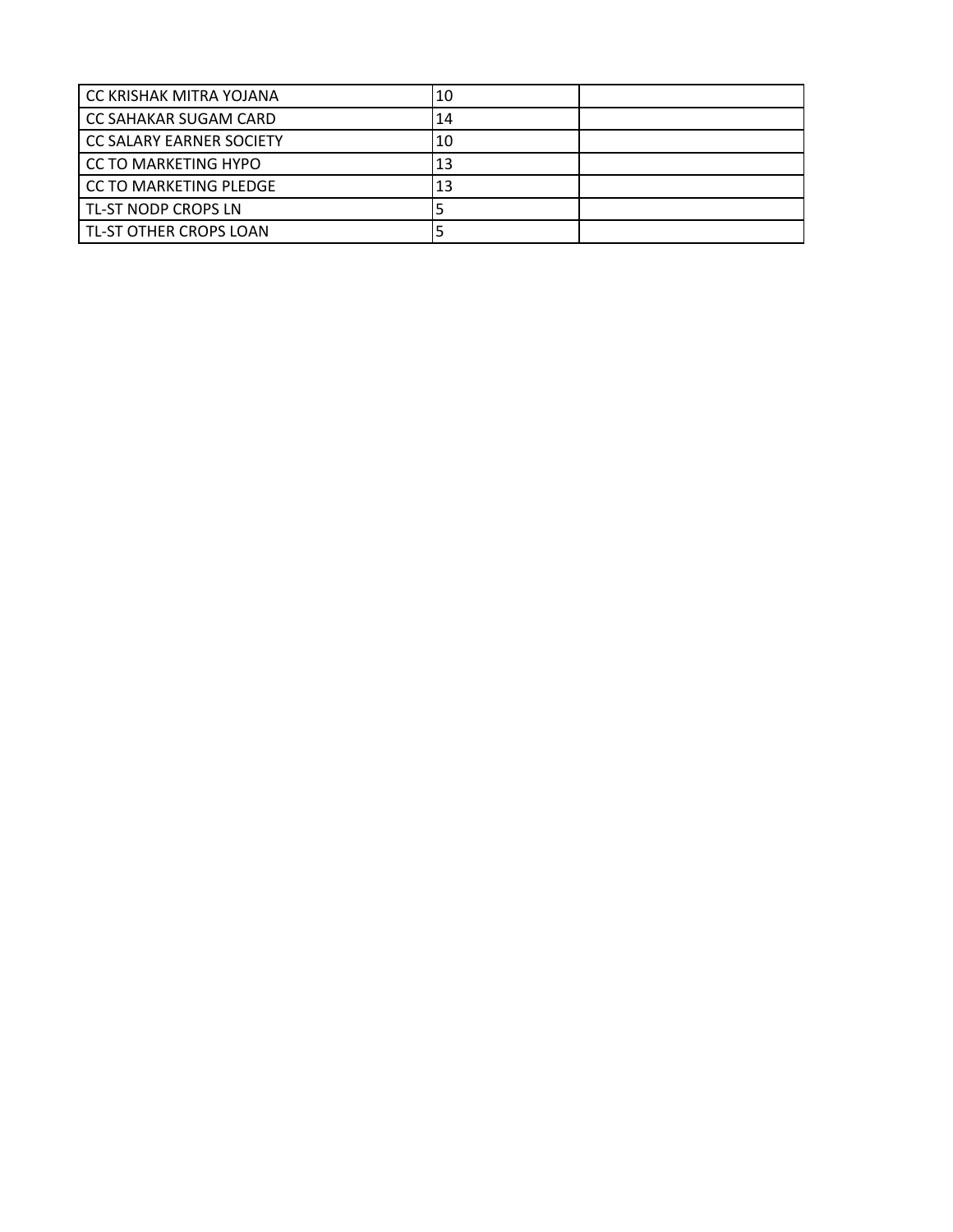| | | |
|---|---|---|
| CC KRISHAK MITRA YOJANA | 10 | |
| CC SAHAKAR SUGAM CARD | 14 | |
| CC SALARY EARNER SOCIETY | 10 | |
| CC TO MARKETING HYPO | 13 | |
| CC TO MARKETING PLEDGE | 13 | |
| TL-ST NODP CROPS LN | 5 | |
| TL-ST OTHER CROPS LOAN | 5 | |